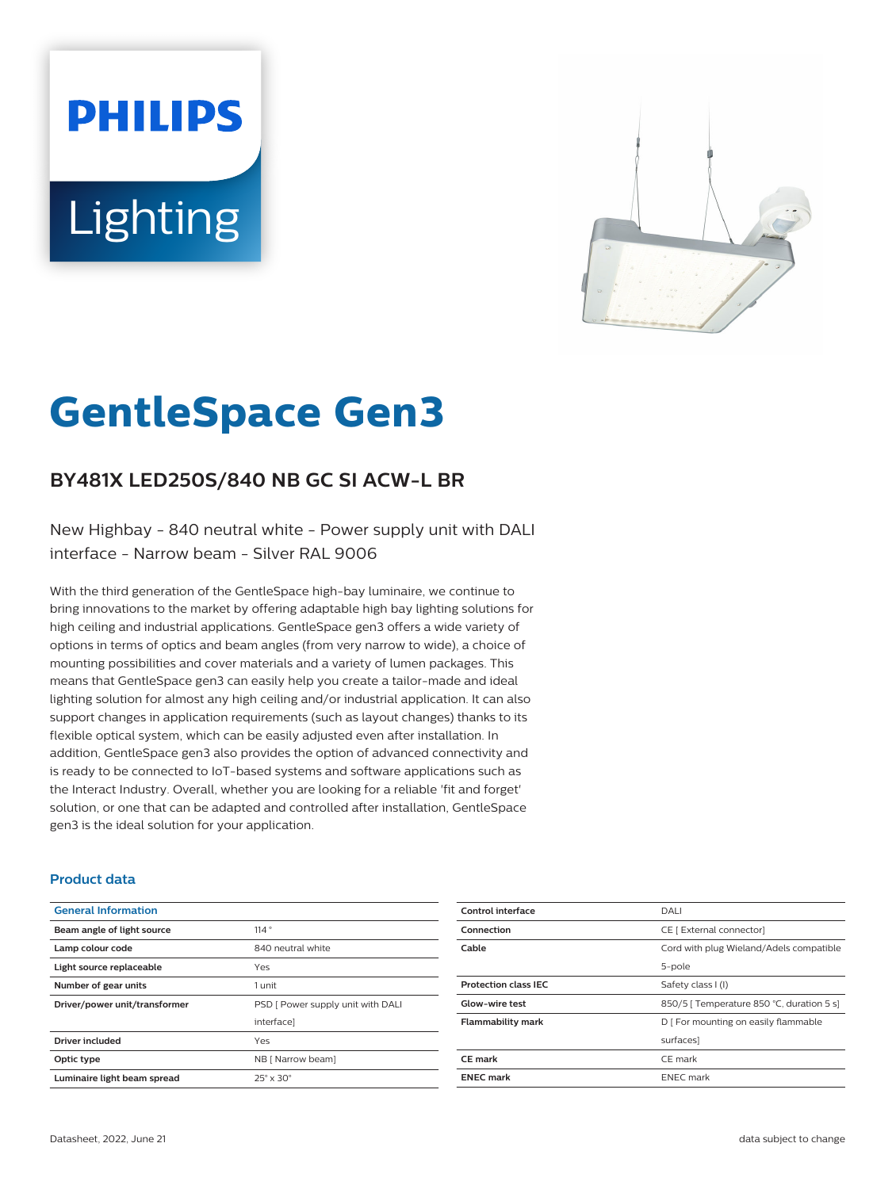# GentleSpace Gen3

## BY481X LED250S/840 NB GC SI ACW-L BR

New Highbay - 840 neutral white - Power supply unit with DALI interface - Narrow beam - Silver RAL 9006

With the third generation of the GentleSpace high-bay luminaire, we continue to bring innovations to the market by offering adaptable high bay lighting solutions for high ceiling and industrial applications. GentleSpace gen3 offers a wide variety of options in terms of optics and beam angles (from very narrow to wide), a choice of mounting possibilities and cover materials and a variety of lumen packages. This means that GentleSpace gen3 can easily help you create a tailor-made and ideal lighting solution for almost any high ceiling and/or industrial application. It can also support changes in application requirements (such as layout changes) thanks to its flexible optical system, which can be easily adjusted even after installation. In addition, GentleSpace gen3 also provides the option of advanced connectivity and is ready to be connected to IoT-based systems and software applications such as the Interact Industry. Overall, whether you are looking for a reliable 'fit and forget' solution, or one that can be adapted and controlled after installation, GentleSpace gen3 is the ideal solution for your application.

### Product data

| General Information | |
|---|---|
| Beam angle of light source | 114 ° |
| Lamp colour code | 840 neutral white |
| Light source replaceable | Yes |
| Number of gear units | 1 unit |
| Driver/power unit/transformer | PSD [ Power supply unit with DALI interface] |
| Driver included | Yes |
| Optic type | NB [ Narrow beam] |
| Luminaire light beam spread | 25° x 30° |
| Control interface | DALI |
| Connection | CE [ External connector] |
| Cable | Cord with plug Wieland/Adels compatible 5-pole |
| Protection class IEC | Safety class I (I) |
| Glow-wire test | 850/5 [ Temperature 850 °C, duration 5 s] |
| Flammability mark | D [ For mounting on easily flammable surfaces] |
| CE mark | CE mark |
| ENEC mark | ENEC mark |

Datasheet, 2022, June 21 | data subject to change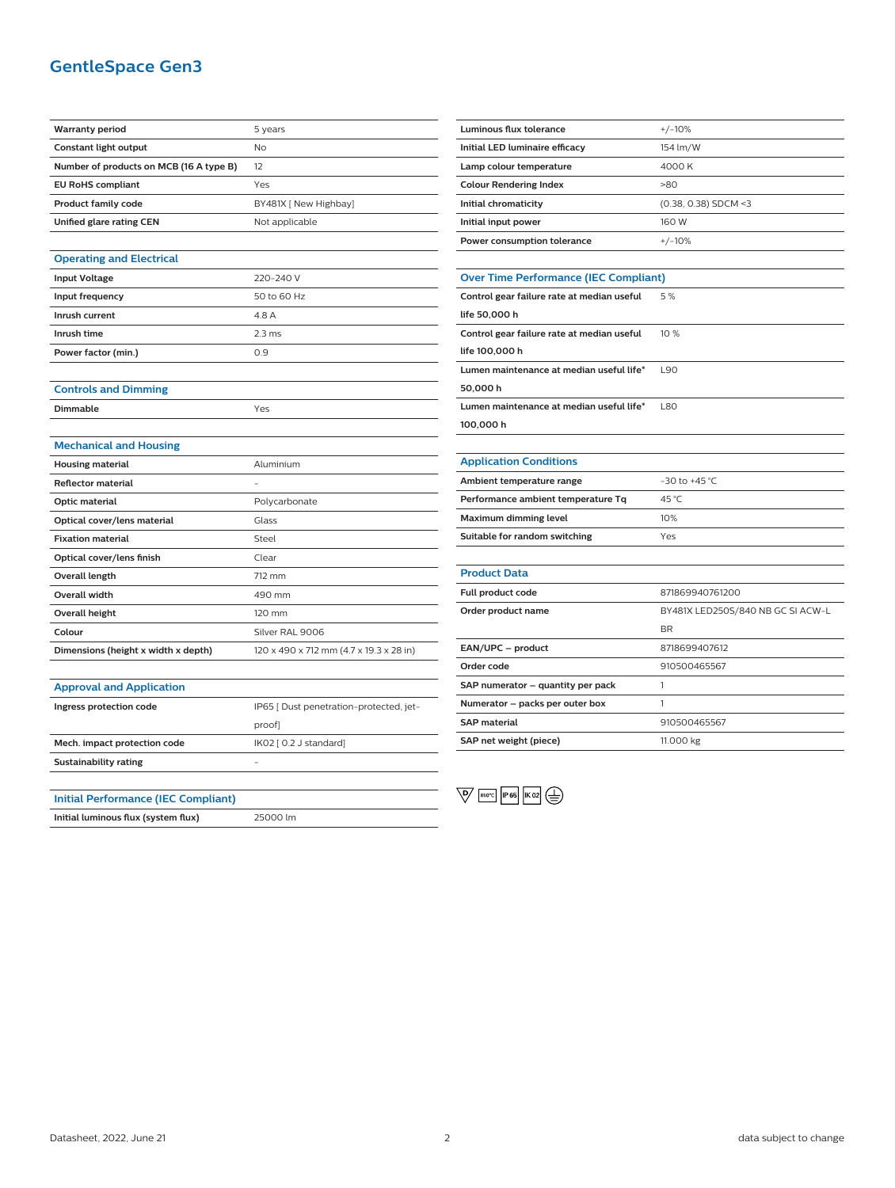# GentleSpace Gen3

| | |
|---|---|
| **Warranty period** | 5 years |
| **Constant light output** | No |
| **Number of products on MCB (16 A type B)** | 12 |
| **EU RoHS compliant** | Yes |
| **Product family code** | BY481X [ New Highbay] |
| **Unified glare rating CEN** | Not applicable |

## Operating and Electrical

| | |
|---|---|
| **Input Voltage** | 220-240 V |
| **Input frequency** | 50 to 60 Hz |
| **Inrush current** | 4.8 A |
| **Inrush time** | 2.3 ms |
| **Power factor (min.)** | 0.9 |

## Controls and Dimming

| | |
|---|---|
| **Dimmable** | Yes |

## Mechanical and Housing

| | |
|---|---|
| **Housing material** | Aluminium |
| **Reflector material** | - |
| **Optic material** | Polycarbonate |
| **Optical cover/lens material** | Glass |
| **Fixation material** | Steel |
| **Optical cover/lens finish** | Clear |
| **Overall length** | 712 mm |
| **Overall width** | 490 mm |
| **Overall height** | 120 mm |
| **Colour** | Silver RAL 9006 |
| **Dimensions (height x width x depth)** | 120 x 490 x 712 mm (4.7 x 19.3 x 28 in) |

## Approval and Application

| | |
|---|---|
| **Ingress protection code** | IP65 [ Dust penetration-protected, jet-proof] |
| **Mech. impact protection code** | IK02 [ 0.2 J standard] |
| **Sustainability rating** | - |

## Initial Performance (IEC Compliant)

| | |
|---|---|
| **Initial luminous flux (system flux)** | 25000 lm |
| **Luminous flux tolerance** | +/-10% |
| **Initial LED luminaire efficacy** | 154 lm/W |
| **Lamp colour temperature** | 4000 K |
| **Colour Rendering Index** | >80 |
| **Initial chromaticity** | (0.38, 0.38) SDCM <3 |
| **Initial input power** | 160 W |
| **Power consumption tolerance** | +/-10% |

## Over Time Performance (IEC Compliant)

| | |
|---|---|
| **Control gear failure rate at median useful life 50,000 h** | 5 % |
| **Control gear failure rate at median useful life 100,000 h** | 10 % |
| **Lumen maintenance at median useful life* 50,000 h** | L90 |
| **Lumen maintenance at median useful life* 100,000 h** | L80 |

## Application Conditions

| | |
|---|---|
| **Ambient temperature range** | -30 to +45 °C |
| **Performance ambient temperature Tq** | 45 °C |
| **Maximum dimming level** | 10% |
| **Suitable for random switching** | Yes |

## Product Data

| | |
|---|---|
| **Full product code** | 871869940761200 |
| **Order product name** | BY481X LED250S/840 NB GC SI ACW-L BR |
| **EAN/UPC – product** | 8718699407612 |
| **Order code** | 910500465567 |
| **SAP numerator – quantity per pack** | 1 |
| **Numerator – packs per outer box** | 1 |
| **SAP material** | 910500465567 |
| **SAP net weight (piece)** | 11.000 kg |

D 850°C IP65 IK02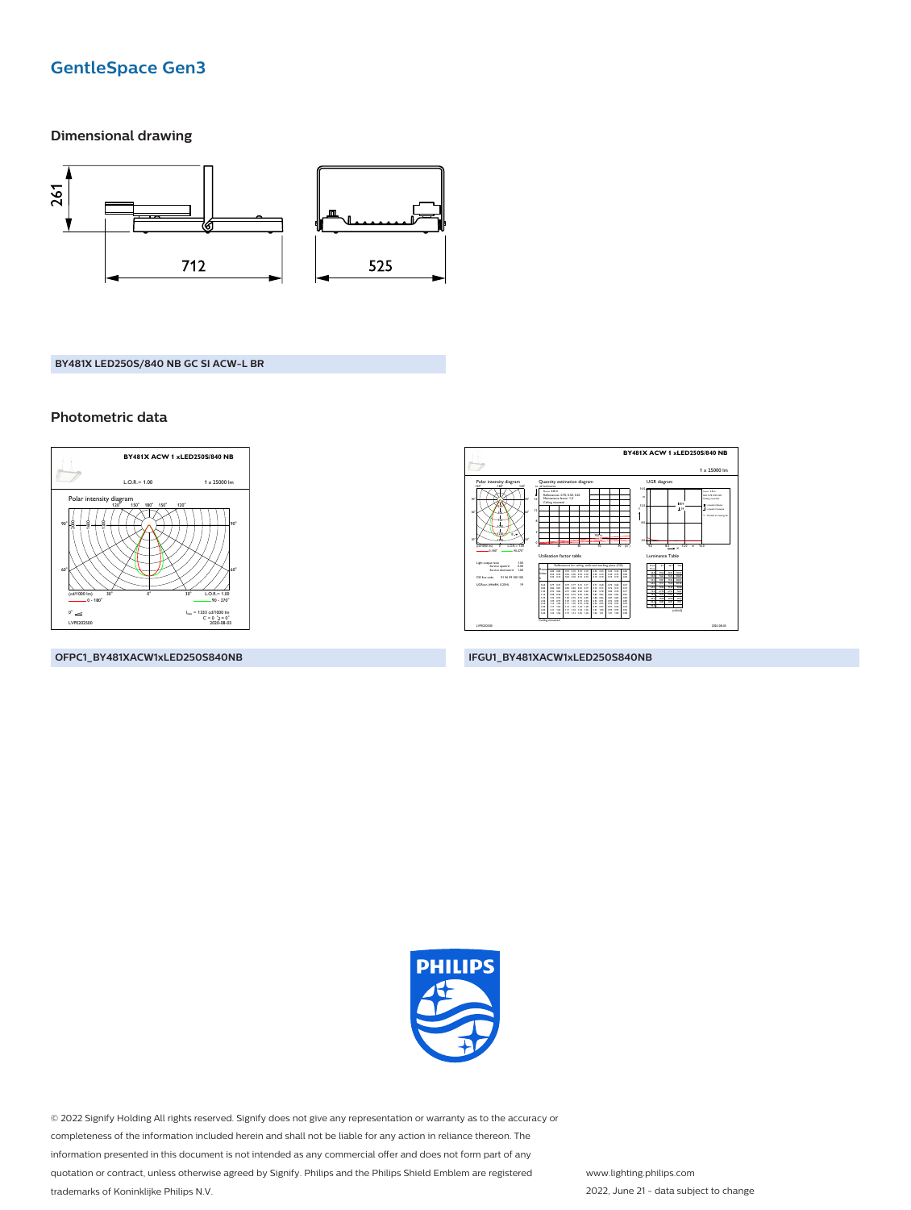# GentleSpace Gen3

## Dimensional drawing

261

712

525

**BY481X LED250S/840 NB GC SI ACW-L BR**

## Photometric data

BY481X ACW 1 xLED250S/840 NB

L.O.R.= 1.00

1 x 25000 lm

Polar intensity diagram

(cd/1000 lm)

0 - 180°

90 - 270°

L.O.R.= 1.00

$I_{max}$ = 1333 cd/1000 lm

C = 0 °γ = 0°

LVP0202500

2020-08-03

**OFPC1_BY481XACW1xLED250S840NB**

BY481X ACW 1 xLED250S/840 NB

1 x 25000 lm

Polar intensity diagram

Quantity estimation diagram

UGR diagram

Utilisation factor table

Luminance Table

**IFGU1_BY481XACW1xLED250S840NB**

© 2022 Signify Holding All rights reserved. Signify does not give any representation or warranty as to the accuracy or completeness of the information included herein and shall not be liable for any action in reliance thereon. The information presented in this document is not intended as any commercial offer and does not form part of any quotation or contract, unless otherwise agreed by Signify. Philips and the Philips Shield Emblem are registered trademarks of Koninklijke Philips N.V.

www.lighting.philips.com

2022, June 21 - data subject to change